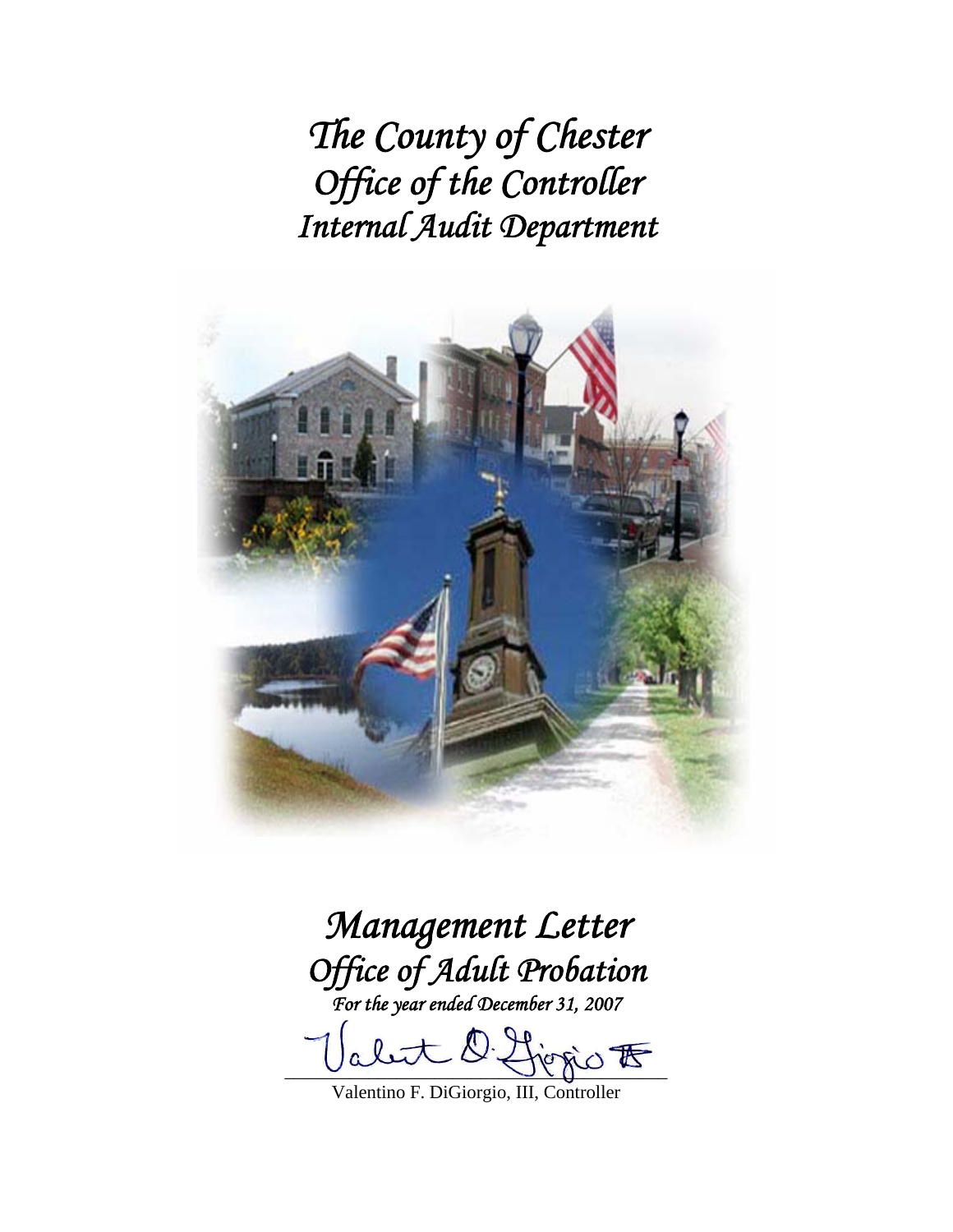# *The County of Chester*
# *Office of the Controller*
# *Internal Audit Department*

# *Management Letter*
## *Office of Adult Probation*
*For the year ended December 31, 2007*

Valentino F. DiGiorgio, III, Controller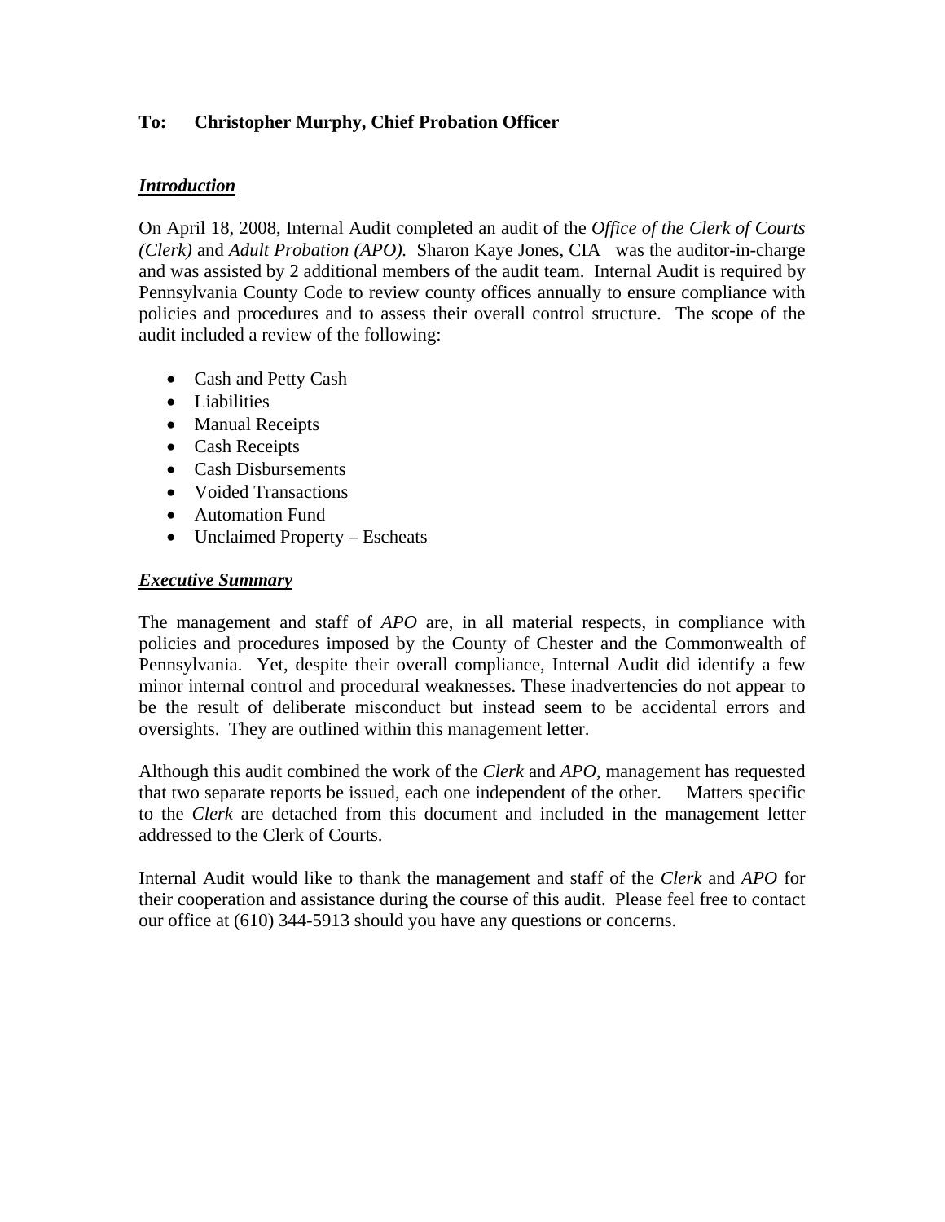**To: Christopher Murphy, Chief Probation Officer**

***Introduction***

On April 18, 2008, Internal Audit completed an audit of the *Office of the Clerk of Courts (Clerk)* and *Adult Probation (APO).* Sharon Kaye Jones, CIA was the auditor-in-charge and was assisted by 2 additional members of the audit team. Internal Audit is required by Pennsylvania County Code to review county offices annually to ensure compliance with policies and procedures and to assess their overall control structure. The scope of the audit included a review of the following:

- Cash and Petty Cash
- Liabilities
- Manual Receipts
- Cash Receipts
- Cash Disbursements
- Voided Transactions
- Automation Fund
- Unclaimed Property – Escheats

***Executive Summary***

The management and staff of *APO* are, in all material respects, in compliance with policies and procedures imposed by the County of Chester and the Commonwealth of Pennsylvania. Yet, despite their overall compliance, Internal Audit did identify a few minor internal control and procedural weaknesses. These inadvertencies do not appear to be the result of deliberate misconduct but instead seem to be accidental errors and oversights. They are outlined within this management letter.

Although this audit combined the work of the *Clerk* and *APO*, management has requested that two separate reports be issued, each one independent of the other. Matters specific to the *Clerk* are detached from this document and included in the management letter addressed to the Clerk of Courts.

Internal Audit would like to thank the management and staff of the *Clerk* and *APO* for their cooperation and assistance during the course of this audit. Please feel free to contact our office at (610) 344-5913 should you have any questions or concerns.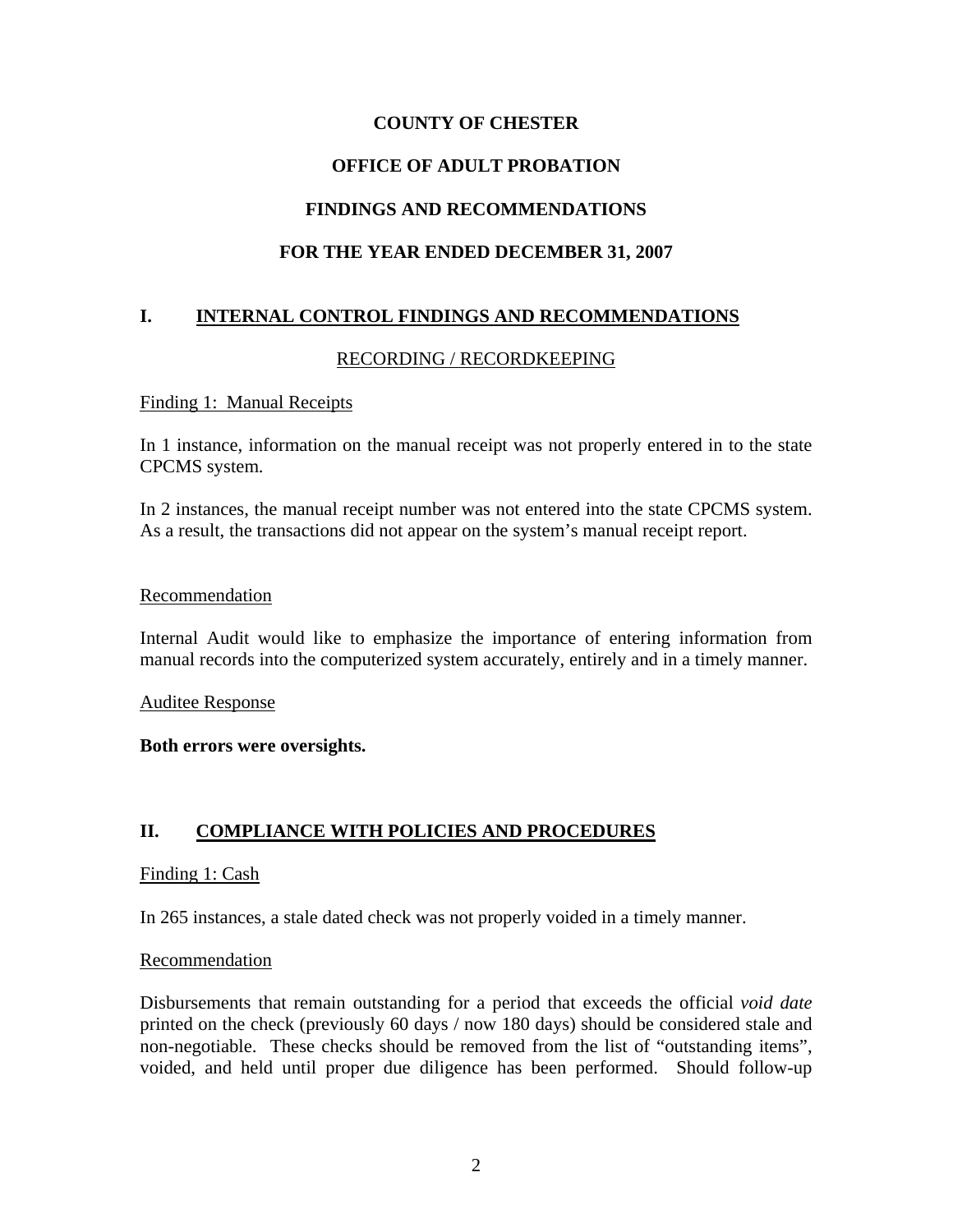**COUNTY OF CHESTER**

**OFFICE OF ADULT PROBATION**

**FINDINGS AND RECOMMENDATIONS**

**FOR THE YEAR ENDED DECEMBER 31, 2007**

## I. INTERNAL CONTROL FINDINGS AND RECOMMENDATIONS

### RECORDING / RECORDKEEPING

Finding 1: Manual Receipts

In 1 instance, information on the manual receipt was not properly entered in to the state CPCMS system.

In 2 instances, the manual receipt number was not entered into the state CPCMS system. As a result, the transactions did not appear on the system's manual receipt report.

Recommendation

Internal Audit would like to emphasize the importance of entering information from manual records into the computerized system accurately, entirely and in a timely manner.

Auditee Response

**Both errors were oversights.**

## II. COMPLIANCE WITH POLICIES AND PROCEDURES

Finding 1: Cash

In 265 instances, a stale dated check was not properly voided in a timely manner.

Recommendation

Disbursements that remain outstanding for a period that exceeds the official *void date* printed on the check (previously 60 days / now 180 days) should be considered stale and non-negotiable. These checks should be removed from the list of "outstanding items", voided, and held until proper due diligence has been performed. Should follow-up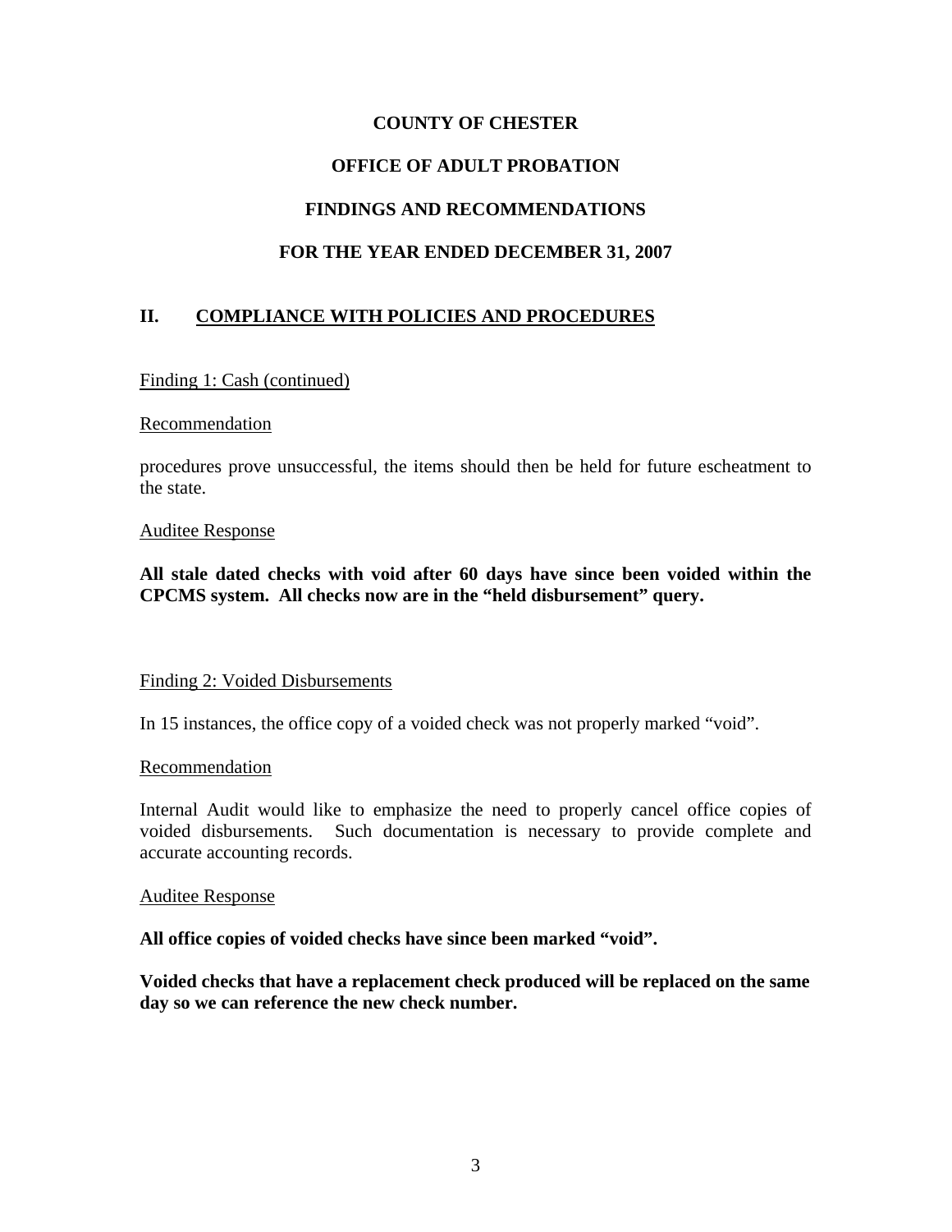**COUNTY OF CHESTER**

**OFFICE OF ADULT PROBATION**

**FINDINGS AND RECOMMENDATIONS**

**FOR THE YEAR ENDED DECEMBER 31, 2007**

## II. COMPLIANCE WITH POLICIES AND PROCEDURES

Finding 1: Cash (continued)

Recommendation

procedures prove unsuccessful, the items should then be held for future escheatment to the state.

Auditee Response

**All stale dated checks with void after 60 days have since been voided within the CPCMS system. All checks now are in the "held disbursement" query.**

Finding 2: Voided Disbursements

In 15 instances, the office copy of a voided check was not properly marked "void".

Recommendation

Internal Audit would like to emphasize the need to properly cancel office copies of voided disbursements. Such documentation is necessary to provide complete and accurate accounting records.

Auditee Response

**All office copies of voided checks have since been marked "void".**

**Voided checks that have a replacement check produced will be replaced on the same day so we can reference the new check number.**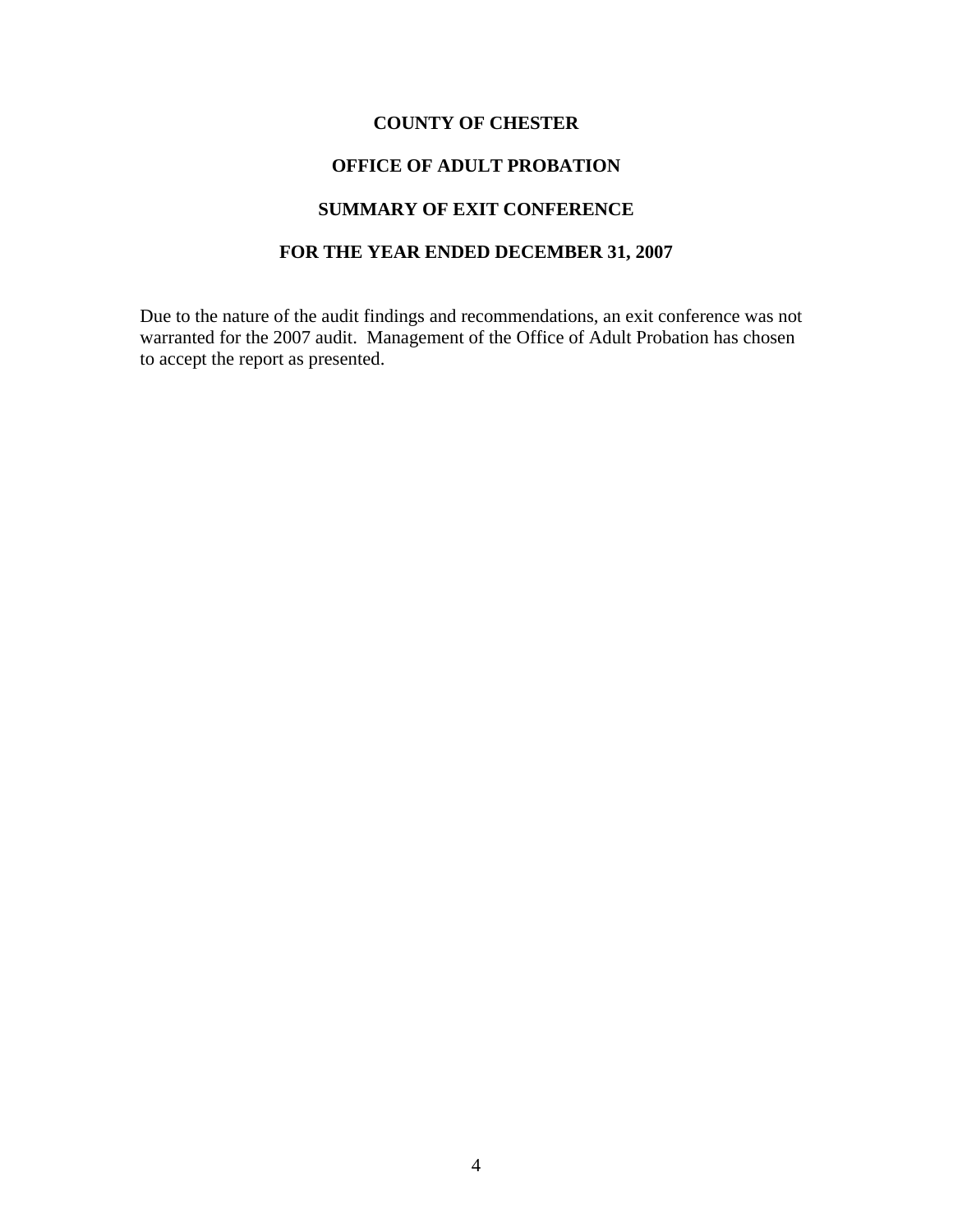**COUNTY OF CHESTER**

**OFFICE OF ADULT PROBATION**

**SUMMARY OF EXIT CONFERENCE**

**FOR THE YEAR ENDED DECEMBER 31, 2007**

Due to the nature of the audit findings and recommendations, an exit conference was not warranted for the 2007 audit. Management of the Office of Adult Probation has chosen to accept the report as presented.